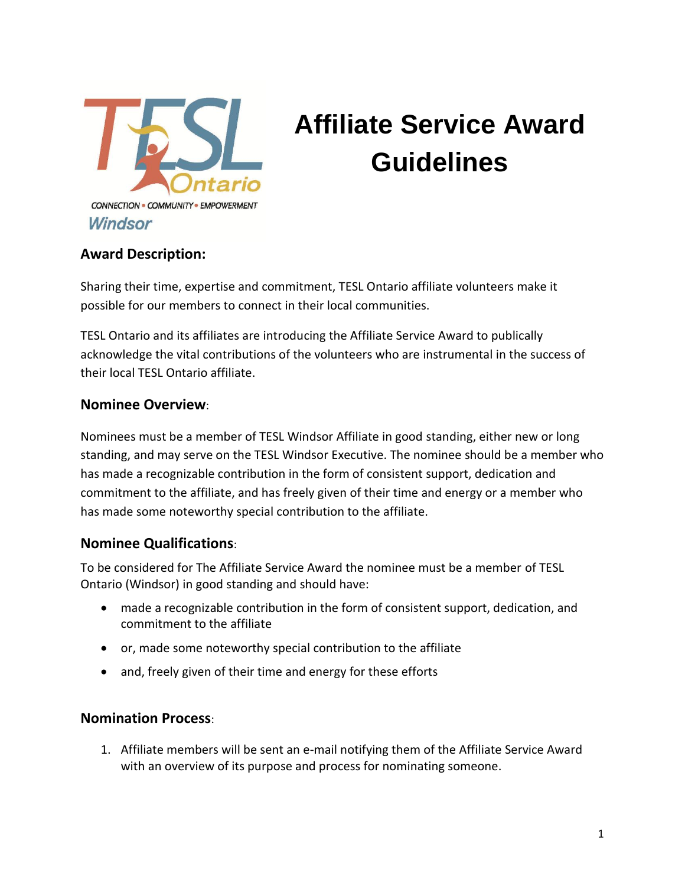# Affiliate Service Award Guidelines

## Award Description:

Sharing their time, expertise and commitment, TESL Ontario affiliate volunteers make it possible for our members to connect in their local communities.

TESL Ontario and its affiliates are introducing the Affiliate Service Award to publically acknowledge the vital contributions of the volunteers who are instrumental in the success of their local TESL Ontario affiliate.

## Nominee Overview:

Nominees must be a member of TESL Windsor Affiliate in good standing, either new or long standing, and may serve on the TESL Windsor Executive. The nominee should be a member who has made a recognizable contribution in the form of consistent support, dedication and commitment to the affiliate, and has freely given of their time and energy or a member who has made some noteworthy special contribution to the affiliate.

## Nominee Qualifications:

To be considered for The Affiliate Service Award the nominee must be a member of TESL Ontario (Windsor) in good standing and should have:

- made a recognizable contribution in the form of consistent support, dedication, and commitment to the affiliate
- or, made some noteworthy special contribution to the affiliate
- and, freely given of their time and energy for these efforts

## Nomination Process:

1. Affiliate members will be sent an e-mail notifying them of the Affiliate Service Award with an overview of its purpose and process for nominating someone.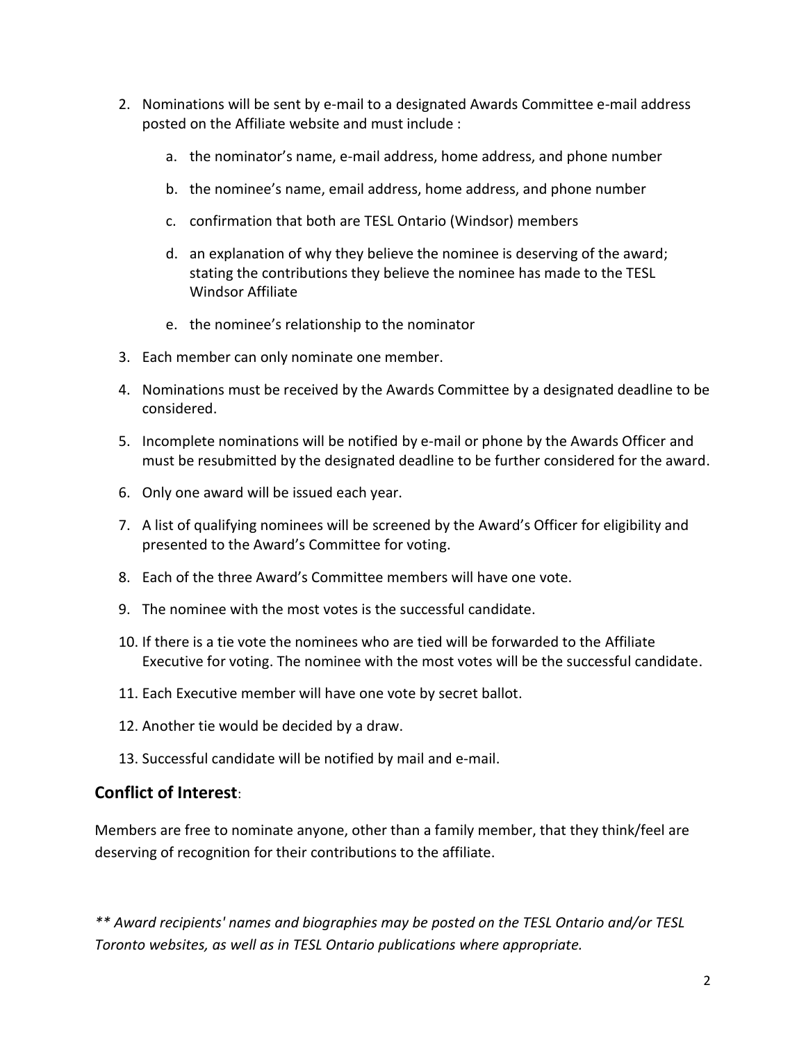2. Nominations will be sent by e-mail to a designated Awards Committee e-mail address posted on the Affiliate website and must include :
    a. the nominator's name, e-mail address, home address, and phone number
    b. the nominee's name, email address, home address, and phone number
    c. confirmation that both are TESL Ontario (Windsor) members
    d. an explanation of why they believe the nominee is deserving of the award; stating the contributions they believe the nominee has made to the TESL Windsor Affiliate
    e. the nominee's relationship to the nominator
3. Each member can only nominate one member.
4. Nominations must be received by the Awards Committee by a designated deadline to be considered.
5. Incomplete nominations will be notified by e-mail or phone by the Awards Officer and must be resubmitted by the designated deadline to be further considered for the award.
6. Only one award will be issued each year.
7. A list of qualifying nominees will be screened by the Award's Officer for eligibility and presented to the Award's Committee for voting.
8. Each of the three Award's Committee members will have one vote.
9. The nominee with the most votes is the successful candidate.
10. If there is a tie vote the nominees who are tied will be forwarded to the Affiliate Executive for voting. The nominee with the most votes will be the successful candidate.
11. Each Executive member will have one vote by secret ballot.
12. Another tie would be decided by a draw.
13. Successful candidate will be notified by mail and e-mail.

## Conflict of Interest:

Members are free to nominate anyone, other than a family member, that they think/feel are deserving of recognition for their contributions to the affiliate.

*** Award recipients' names and biographies may be posted on the TESL Ontario and/or TESL Toronto websites, as well as in TESL Ontario publications where appropriate.*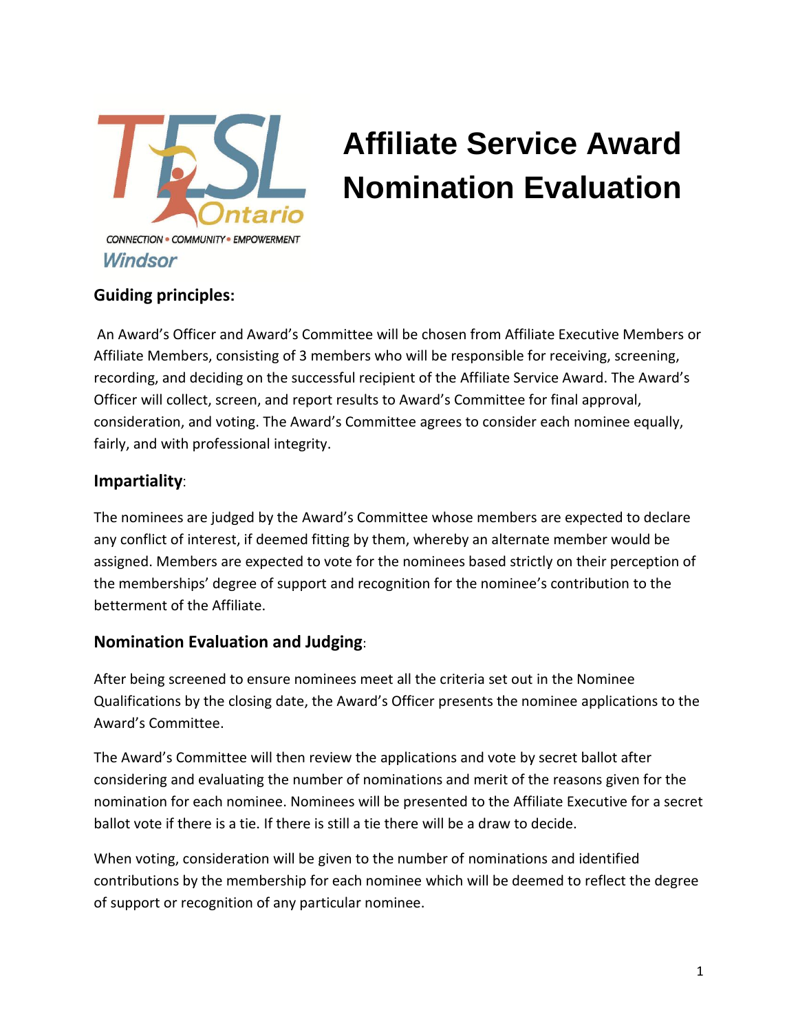# Affiliate Service Award Nomination Evaluation

CONNECTION • COMMUNITY • EMPOWERMENT

Windsor

## Guiding principles:

An Award's Officer and Award's Committee will be chosen from Affiliate Executive Members or Affiliate Members, consisting of 3 members who will be responsible for receiving, screening, recording, and deciding on the successful recipient of the Affiliate Service Award. The Award's Officer will collect, screen, and report results to Award's Committee for final approval, consideration, and voting. The Award's Committee agrees to consider each nominee equally, fairly, and with professional integrity.

## Impartiality:

The nominees are judged by the Award's Committee whose members are expected to declare any conflict of interest, if deemed fitting by them, whereby an alternate member would be assigned. Members are expected to vote for the nominees based strictly on their perception of the memberships' degree of support and recognition for the nominee's contribution to the betterment of the Affiliate.

## Nomination Evaluation and Judging:

After being screened to ensure nominees meet all the criteria set out in the Nominee Qualifications by the closing date, the Award's Officer presents the nominee applications to the Award's Committee.

The Award's Committee will then review the applications and vote by secret ballot after considering and evaluating the number of nominations and merit of the reasons given for the nomination for each nominee. Nominees will be presented to the Affiliate Executive for a secret ballot vote if there is a tie. If there is still a tie there will be a draw to decide.

When voting, consideration will be given to the number of nominations and identified contributions by the membership for each nominee which will be deemed to reflect the degree of support or recognition of any particular nominee.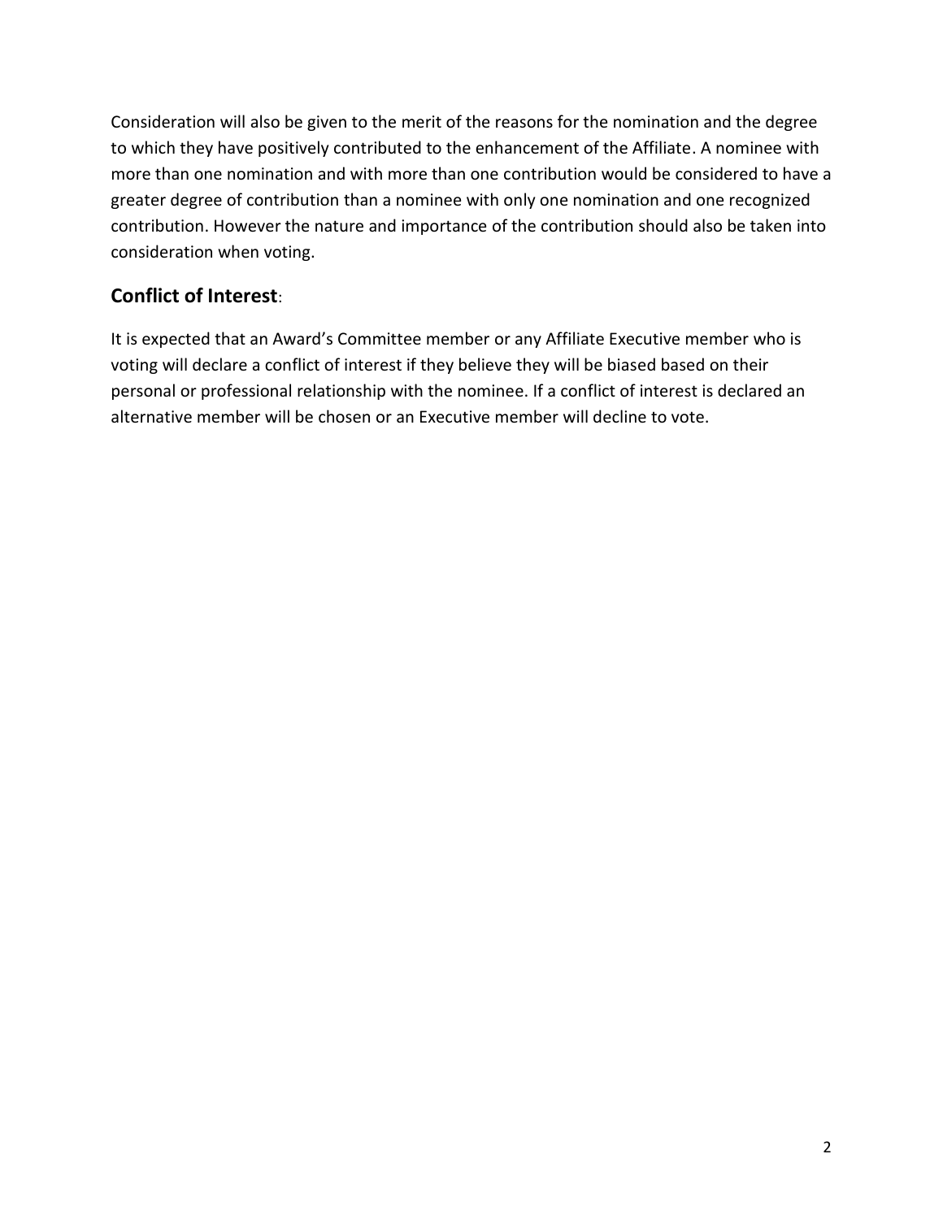Consideration will also be given to the merit of the reasons for the nomination and the degree to which they have positively contributed to the enhancement of the Affiliate. A nominee with more than one nomination and with more than one contribution would be considered to have a greater degree of contribution than a nominee with only one nomination and one recognized contribution. However the nature and importance of the contribution should also be taken into consideration when voting.

## **Conflict of Interest**:

It is expected that an Award's Committee member or any Affiliate Executive member who is voting will declare a conflict of interest if they believe they will be biased based on their personal or professional relationship with the nominee. If a conflict of interest is declared an alternative member will be chosen or an Executive member will decline to vote.